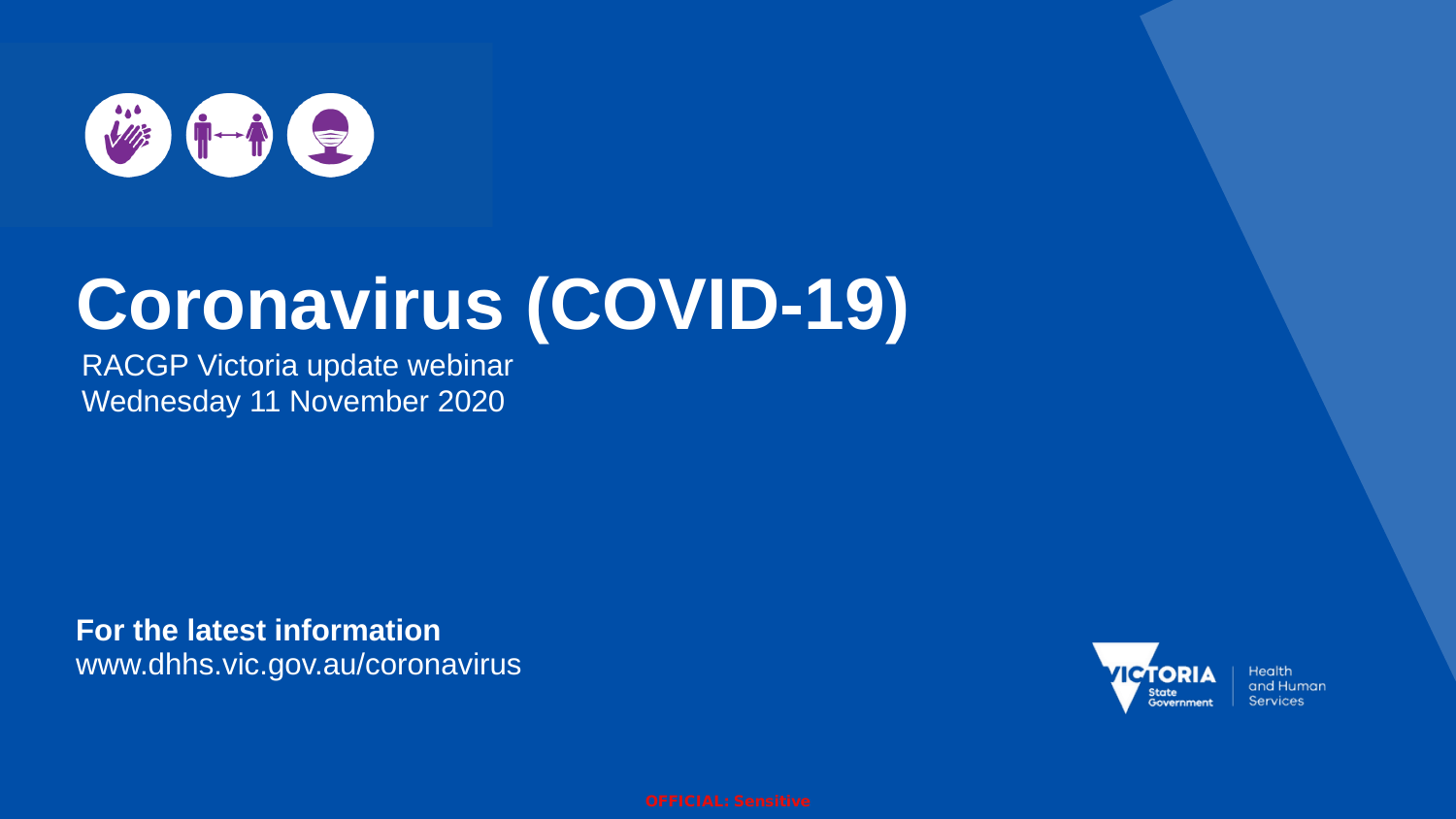# Coronavirus (COVID-19)

RACGP Victoria update webinar
Wednesday 11 November 2020

**For the latest information**
www.dhhs.vic.gov.au/coronavirus

VICTORIA State Government | Health and Human Services

OFFICIAL: Sensitive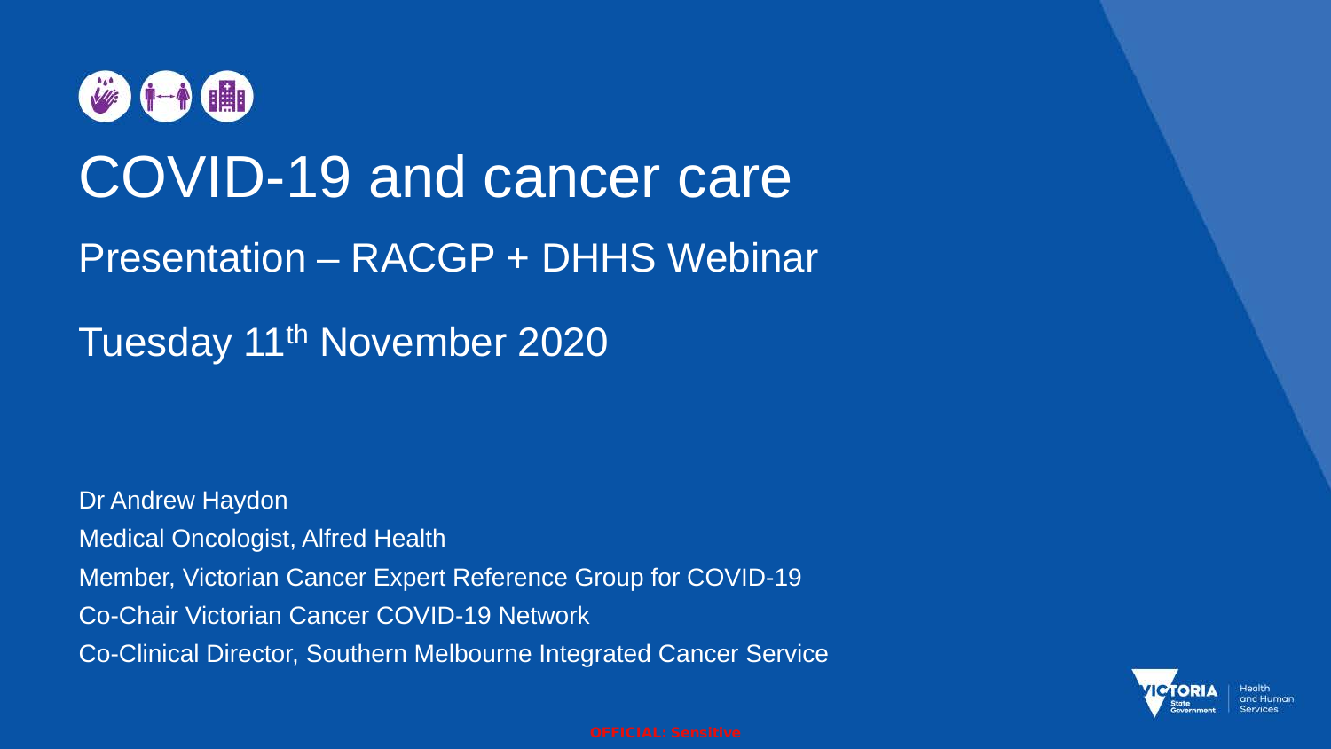# COVID-19 and cancer care

## Presentation – RACGP + DHHS Webinar

Tuesday 11th November 2020

Dr Andrew Haydon

Medical Oncologist, Alfred Health

Member, Victorian Cancer Expert Reference Group for COVID-19

Co-Chair Victorian Cancer COVID-19 Network

Co-Clinical Director, Southern Melbourne Integrated Cancer Service

OFFICIAL: Sensitive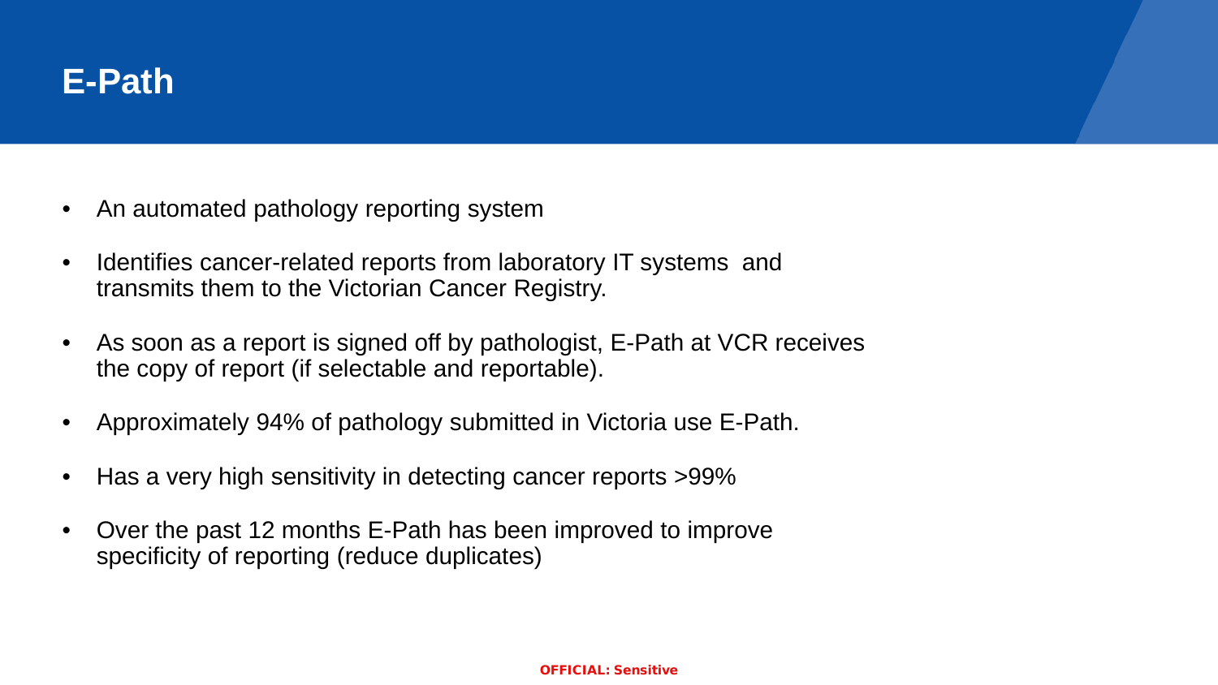# E-Path

- An automated pathology reporting system
- Identifies cancer-related reports from laboratory IT systems and transmits them to the Victorian Cancer Registry.
- As soon as a report is signed off by pathologist, E-Path at VCR receives the copy of report (if selectable and reportable).
- Approximately 94% of pathology submitted in Victoria use E-Path.
- Has a very high sensitivity in detecting cancer reports >99%
- Over the past 12 months E-Path has been improved to improve specificity of reporting (reduce duplicates)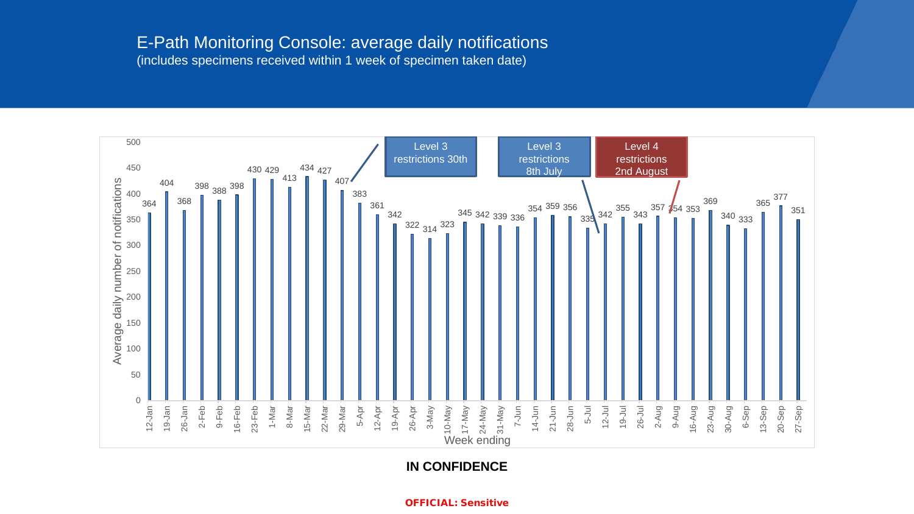# E-Path Monitoring Console: average daily notifications

(includes specimens received within 1 week of specimen taken date)

| Week ending | Average daily number of notifications |
| --- | --- |
| 12-Jan | 364 |
| 19-Jan | 404 |
| 26-Jan | 368 |
| 2-Feb | 398 |
| 9-Feb | 388 |
| 16-Feb | 398 |
| 23-Feb | 430 |
| 1-Mar | 429 |
| 8-Mar | 413 |
| 15-Mar | 434 |
| 22-Mar | 427 |
| 29-Mar | 407 |
| 5-Apr | 383 |
| 12-Apr | 361 |
| 19-Apr | 342 |
| 26-Apr | 322 |
| 3-May | 314 |
| 10-May | 323 |
| 17-May | 345 |
| 24-May | 342 |
| 31-May | 339 |
| 7-Jun | 336 |
| 14-Jun | 354 |
| 21-Jun | 359 |
| 28-Jun | 356 |
| 5-Jul | 335 |
| 12-Jul | 342 |
| 19-Jul | 355 |
| 26-Jul | 343 |
| 2-Aug | 357 |
| 9-Aug | 354 |
| 16-Aug | 353 |
| 23-Aug | 369 |
| 30-Aug | 340 |
| 6-Sep | 333 |
| 13-Sep | 365 |
| 20-Sep | 377 |
| 27-Sep | 351 |

Level 3 restrictions 30th

Level 3 restrictions 8th July

Level 4 restrictions 2nd August

**IN CONFIDENCE**

**OFFICIAL: Sensitive**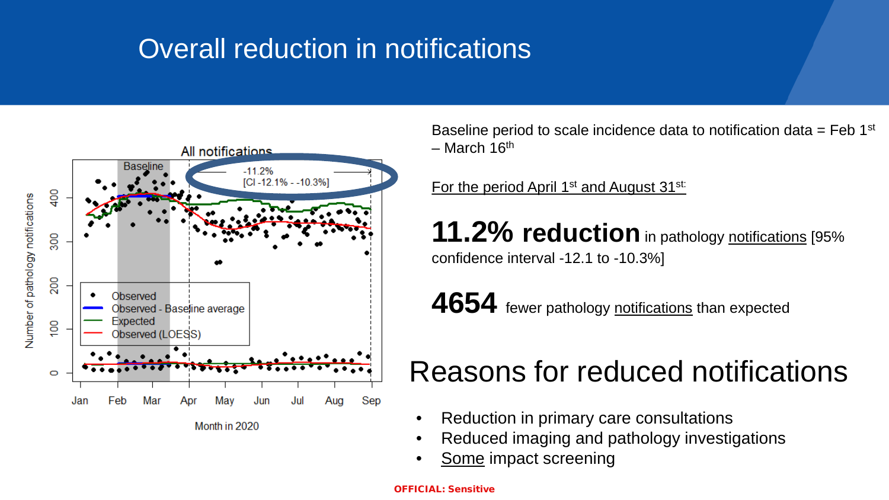# Overall reduction in notifications

All notifications

Baseline

-11.2%
[CI -12.1% - -10.3%]

Observed
Observed - Baseline average
Expected
Observed (LOESS)

Number of pathology notifications

Month in 2020

Baseline period to scale incidence data to notification data = Feb 1st – March 16th

For the period April 1st and August 31st:

**11.2% reduction** in pathology notifications [95% confidence interval -12.1 to -10.3%]

**4654** fewer pathology notifications than expected

## Reasons for reduced notifications

- Reduction in primary care consultations
- Reduced imaging and pathology investigations
- Some impact screening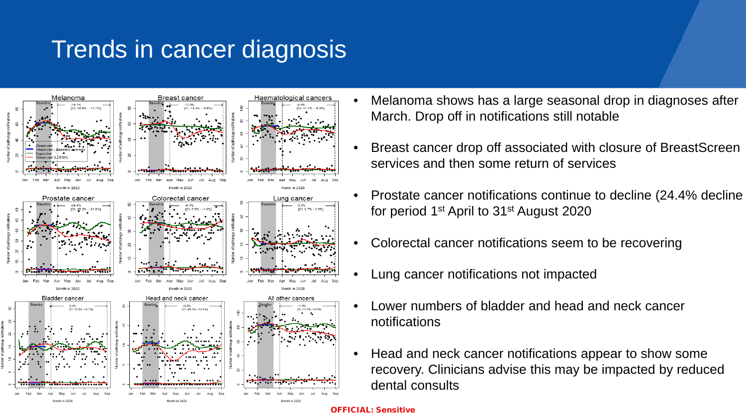# Trends in cancer diagnosis

- Melanoma shows has a large seasonal drop in diagnoses after March. Drop off in notifications still notable
- Breast cancer drop off associated with closure of BreastScreen services and then some return of services
- Prostate cancer notifications continue to decline (24.4% decline for period 1st April to 31st August 2020
- Colorectal cancer notifications seem to be recovering
- Lung cancer notifications not impacted
- Lower numbers of bladder and head and neck cancer notifications
- Head and neck cancer notifications appear to show some recovery. Clinicians advise this may be impacted by reduced dental consults

**OFFICIAL: Sensitive**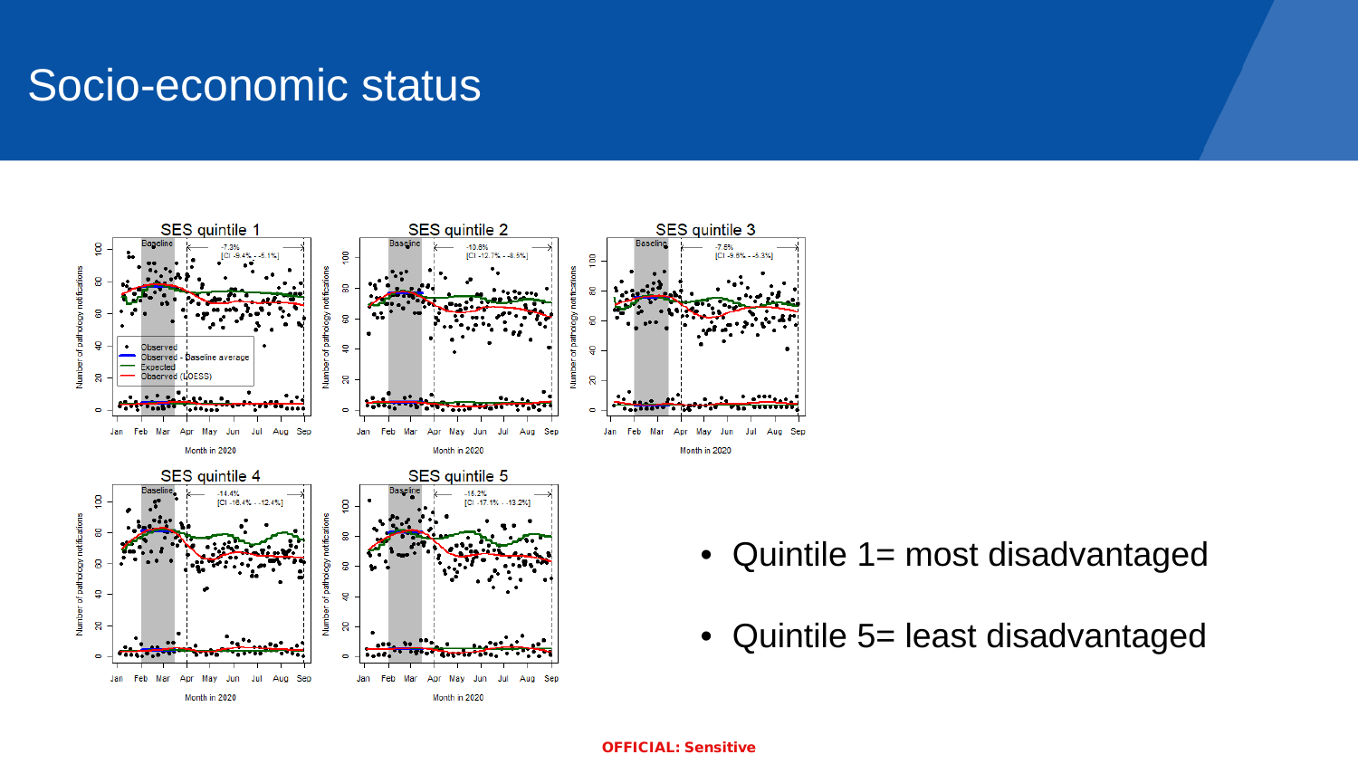# Socio-economic status

SES quintile 1

SES quintile 2

SES quintile 3

SES quintile 4

SES quintile 5

- Quintile 1= most disadvantaged
- Quintile 5= least disadvantaged

**OFFICIAL: Sensitive**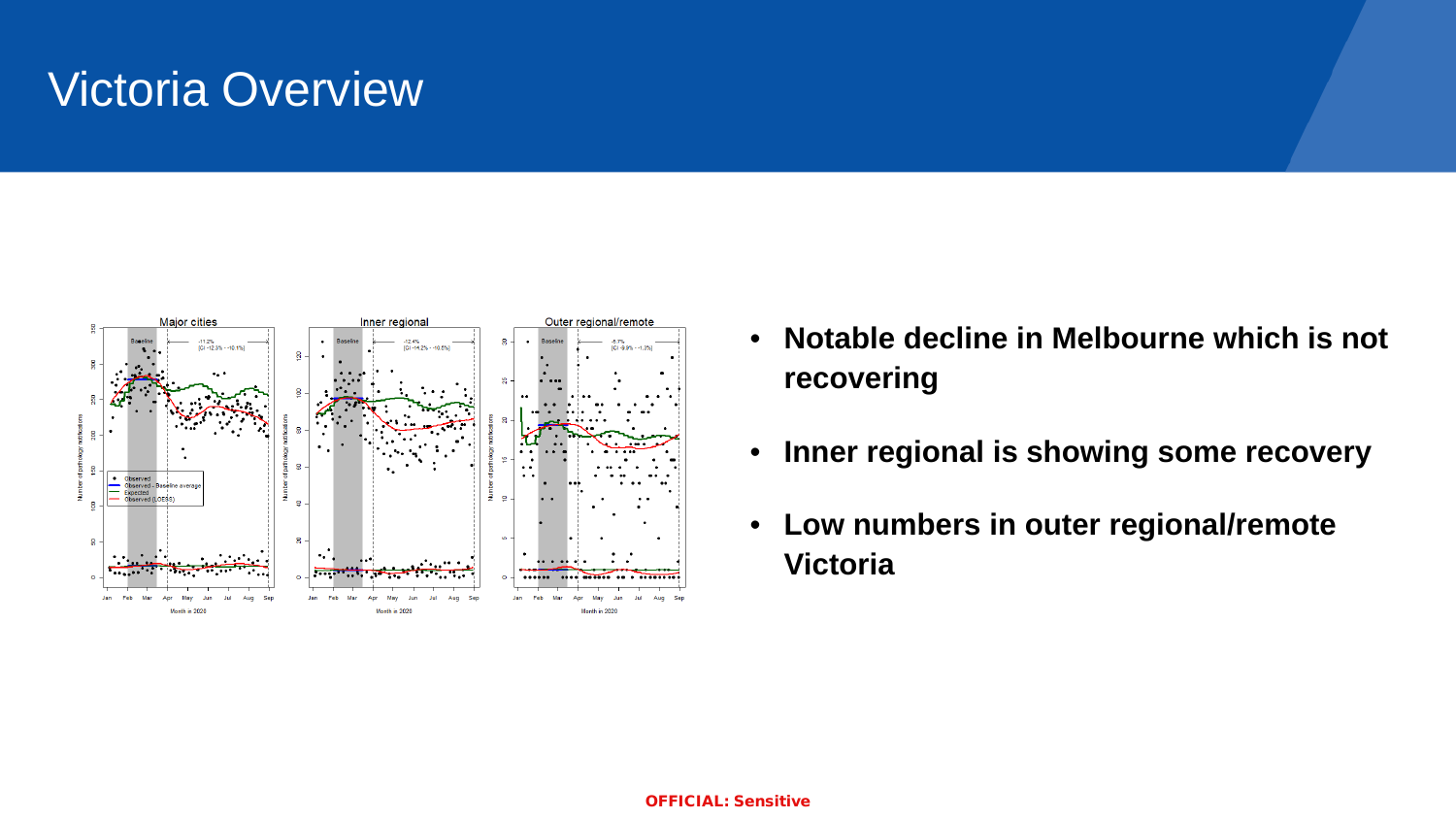# Victoria Overview

- **Notable decline in Melbourne which is not recovering**
- **Inner regional is showing some recovery**
- **Low numbers in outer regional/remote Victoria**

OFFICIAL: Sensitive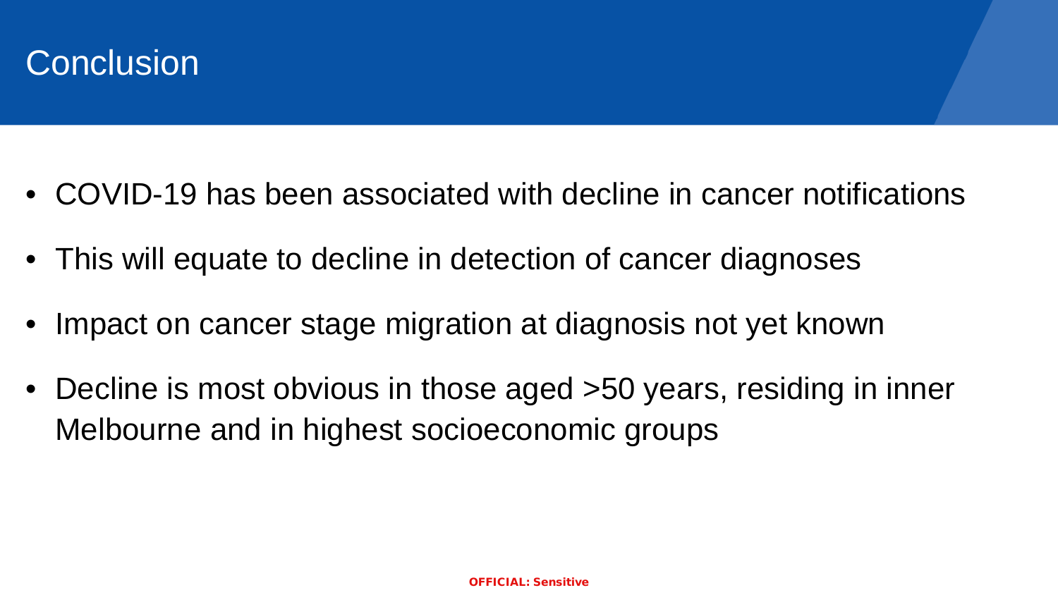# Conclusion

- COVID-19 has been associated with decline in cancer notifications
- This will equate to decline in detection of cancer diagnoses
- Impact on cancer stage migration at diagnosis not yet known
- Decline is most obvious in those aged >50 years, residing in inner Melbourne and in highest socioeconomic groups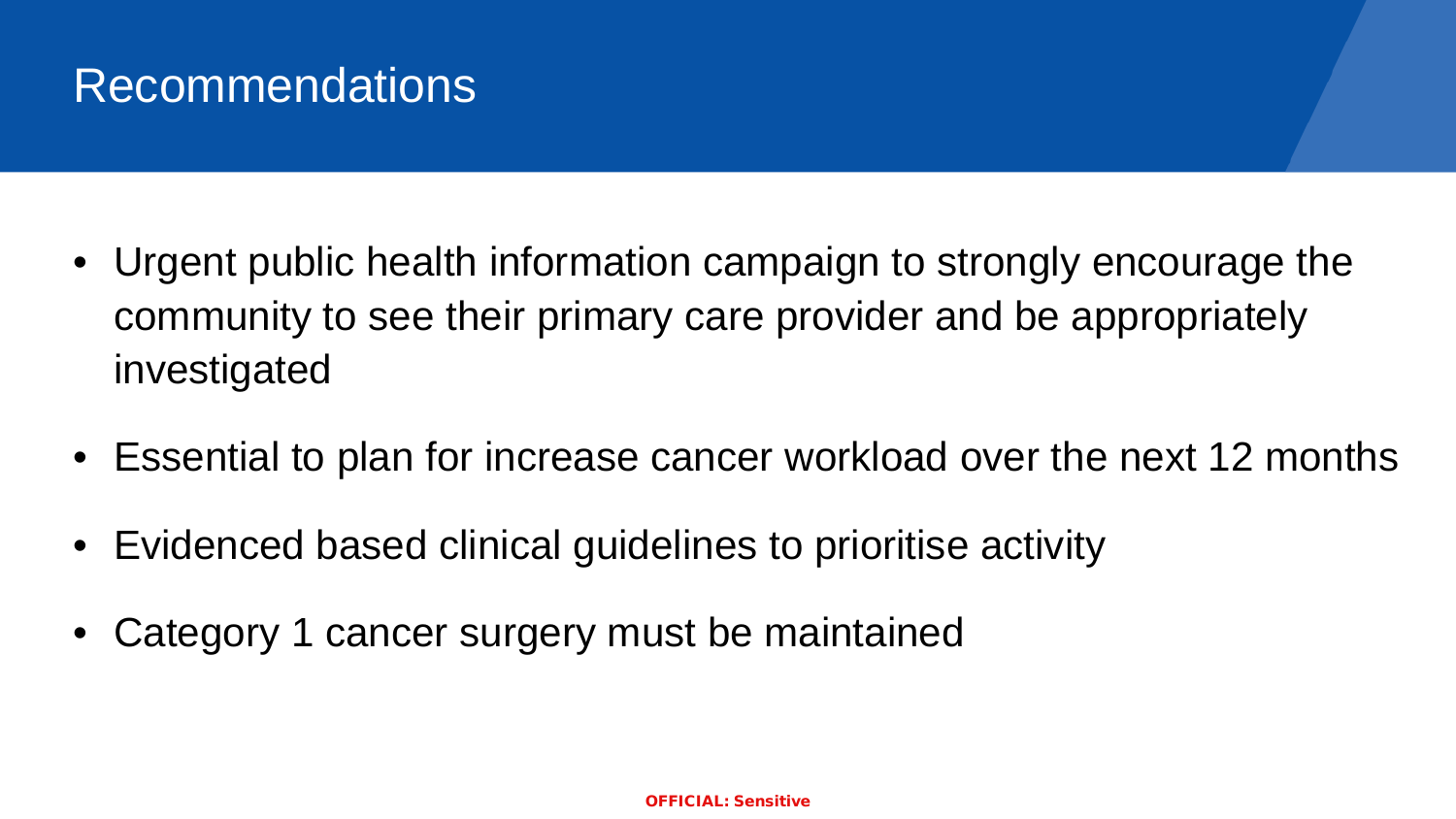# Recommendations

- Urgent public health information campaign to strongly encourage the community to see their primary care provider and be appropriately investigated
- Essential to plan for increase cancer workload over the next 12 months
- Evidenced based clinical guidelines to prioritise activity
- Category 1 cancer surgery must be maintained

**OFFICIAL: Sensitive**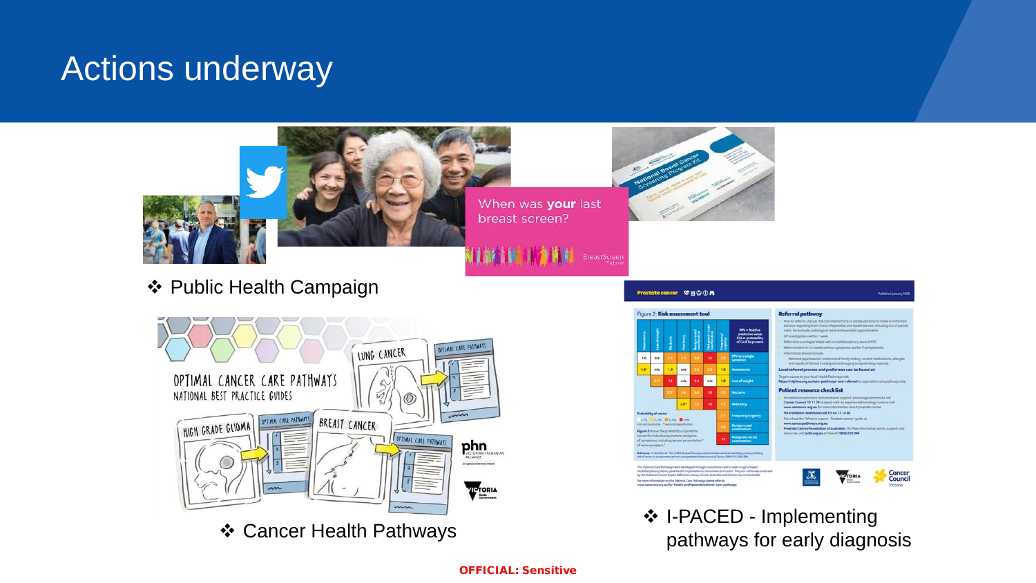# Actions underway

- Public Health Campaign
- Cancer Health Pathways
- I-PACED - Implementing pathways for early diagnosis

OFFICIAL: Sensitive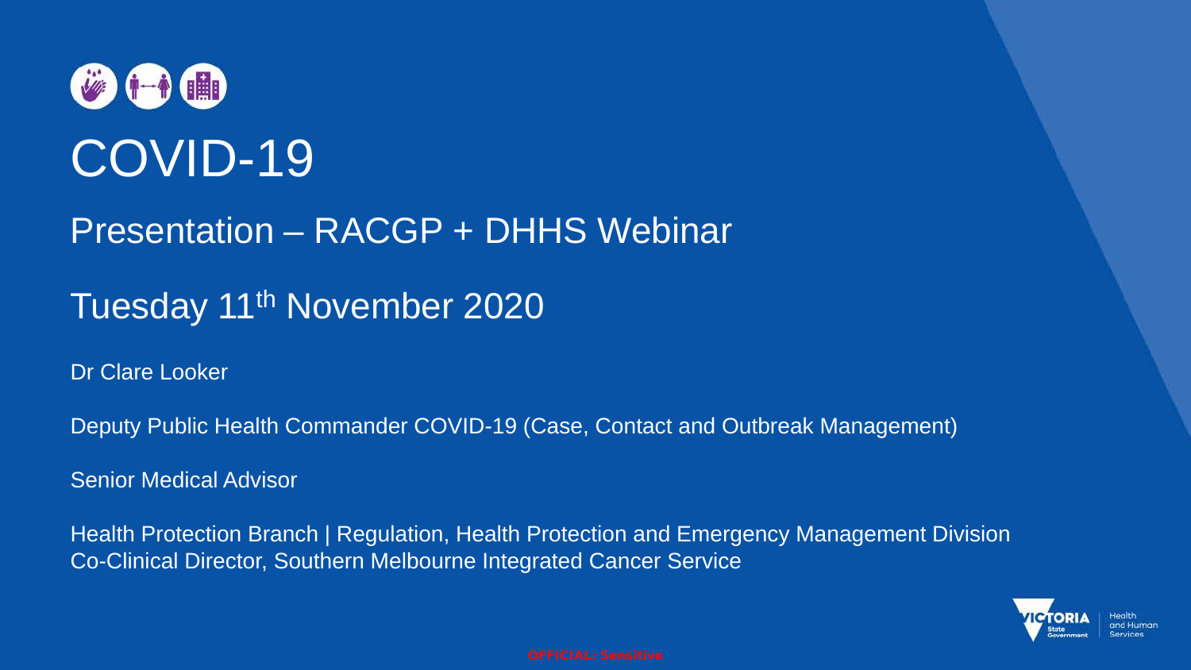# COVID-19

## Presentation – RACGP + DHHS Webinar

## Tuesday 11th November 2020

Dr Clare Looker

Deputy Public Health Commander COVID-19 (Case, Contact and Outbreak Management)

Senior Medical Advisor

Health Protection Branch | Regulation, Health Protection and Emergency Management Division
Co-Clinical Director, Southern Melbourne Integrated Cancer Service

OFFICIAL: Sensitive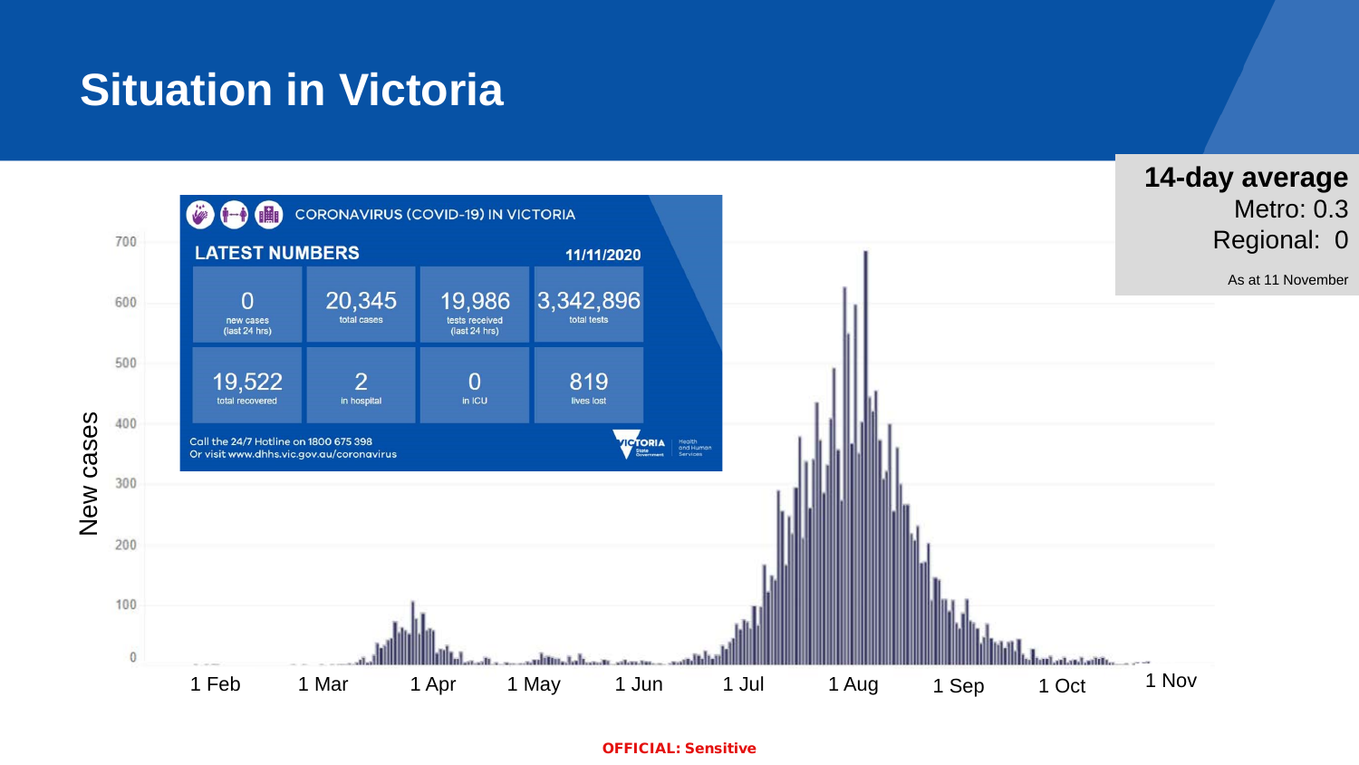# Situation in Victoria

**14-day average**

Metro: 0.3

Regional: 0

As at 11 November

CORONAVIRUS (COVID-19) IN VICTORIA

**LATEST NUMBERS** **11/11/2020**

| 0 new cases (last 24 hrs) | 20,345 total cases | 19,986 tests received (last 24 hrs) | 3,342,896 total tests |
|---|---|---|---|
| 19,522 total recovered | 2 in hospital | 0 in ICU | 819 lives lost |

Call the 24/7 Hotline on 1800 675 398

Or visit www.dhhs.vic.gov.au/coronavirus

New cases

0, 100, 200, 300, 400, 500, 600, 700

1 Feb, 1 Mar, 1 Apr, 1 May, 1 Jun, 1 Jul, 1 Aug, 1 Sep, 1 Oct, 1 Nov

OFFICIAL: Sensitive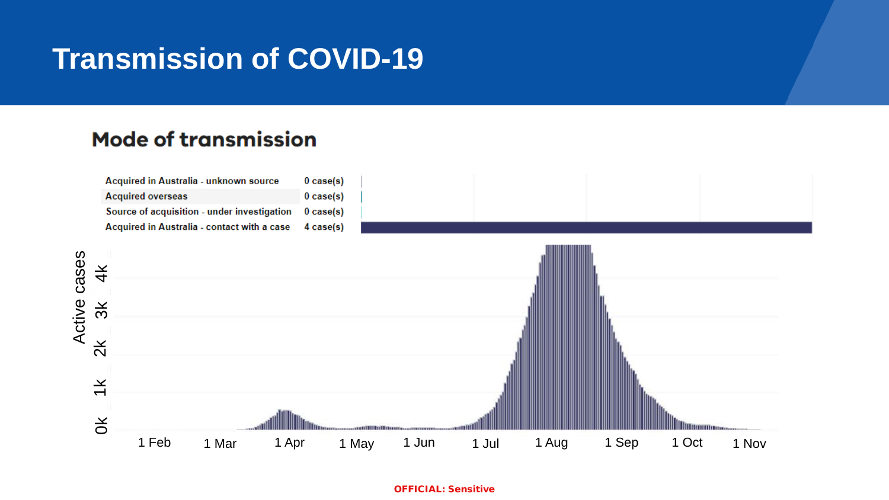# Transmission of COVID-19

## Mode of transmission

| Mode | Cases |
| --- | --- |
| Acquired in Australia - unknown source | 0 case(s) |
| Acquired overseas | 0 case(s) |
| Source of acquisition - under investigation | 0 case(s) |
| Acquired in Australia - contact with a case | 4 case(s) |

Active cases

0k 1k 2k 3k 4k

1 Feb 1 Mar 1 Apr 1 May 1 Jun 1 Jul 1 Aug 1 Sep 1 Oct 1 Nov

OFFICIAL: Sensitive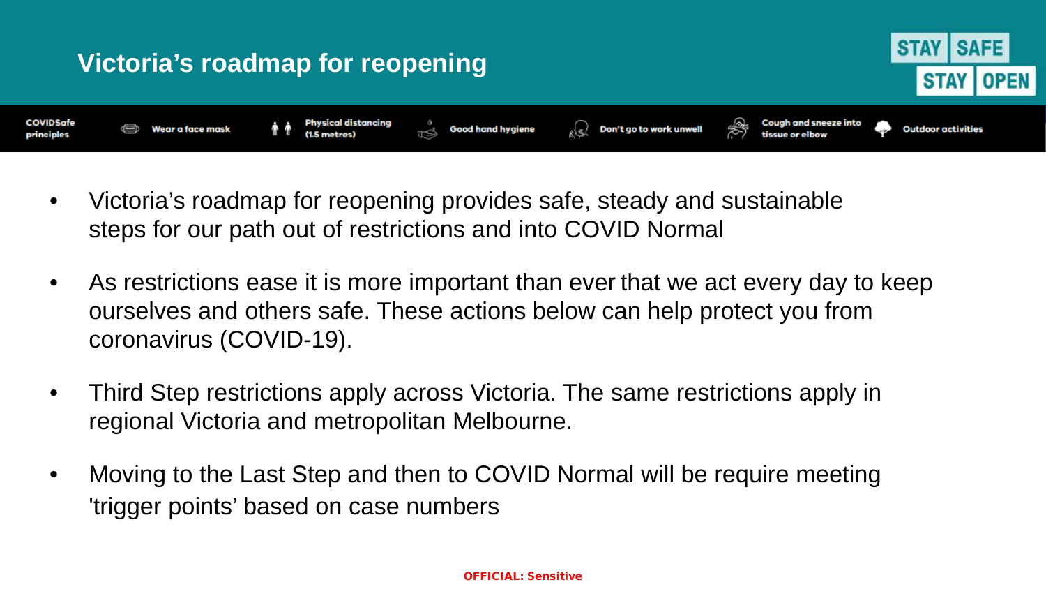# Victoria's roadmap for reopening

STAY SAFE STAY OPEN

COVIDSafe principles | Wear a face mask | Physical distancing (1.5 metres) | Good hand hygiene | Don't go to work unwell | Cough and sneeze into tissue or elbow | Outdoor activities

- Victoria's roadmap for reopening provides safe, steady and sustainable steps for our path out of restrictions and into COVID Normal
- As restrictions ease it is more important than ever that we act every day to keep ourselves and others safe. These actions below can help protect you from coronavirus (COVID-19).
- Third Step restrictions apply across Victoria. The same restrictions apply in regional Victoria and metropolitan Melbourne.
- Moving to the Last Step and then to COVID Normal will be require meeting 'trigger points' based on case numbers

**OFFICIAL: Sensitive**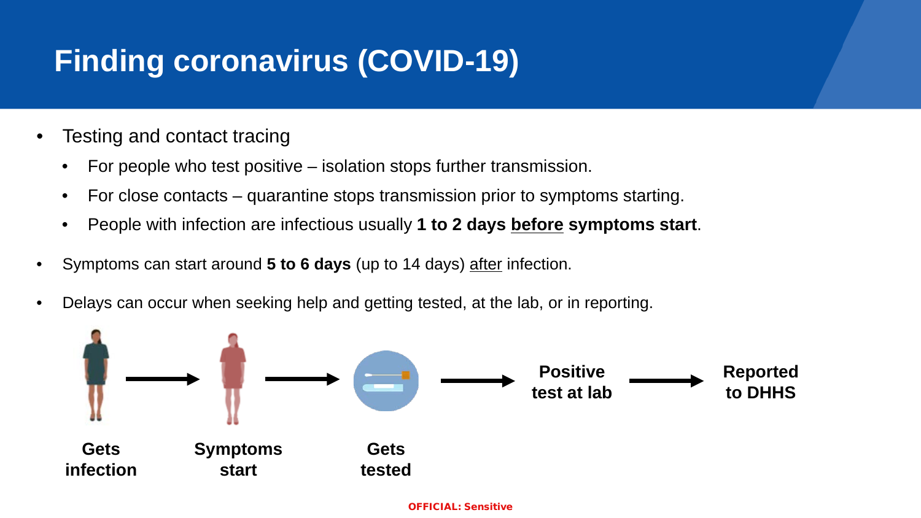# Finding coronavirus (COVID-19)

- Testing and contact tracing
  - For people who test positive – isolation stops further transmission.
  - For close contacts – quarantine stops transmission prior to symptoms starting.
  - People with infection are infectious usually **1 to 2 days <u>before</u> symptoms start**.
- Symptoms can start around **5 to 6 days** (up to 14 days) <u>after</u> infection.
- Delays can occur when seeking help and getting tested, at the lab, or in reporting.

**Gets infection** → **Symptoms start** → **Gets tested** → **Positive test at lab** → **Reported to DHHS**

**OFFICIAL: Sensitive**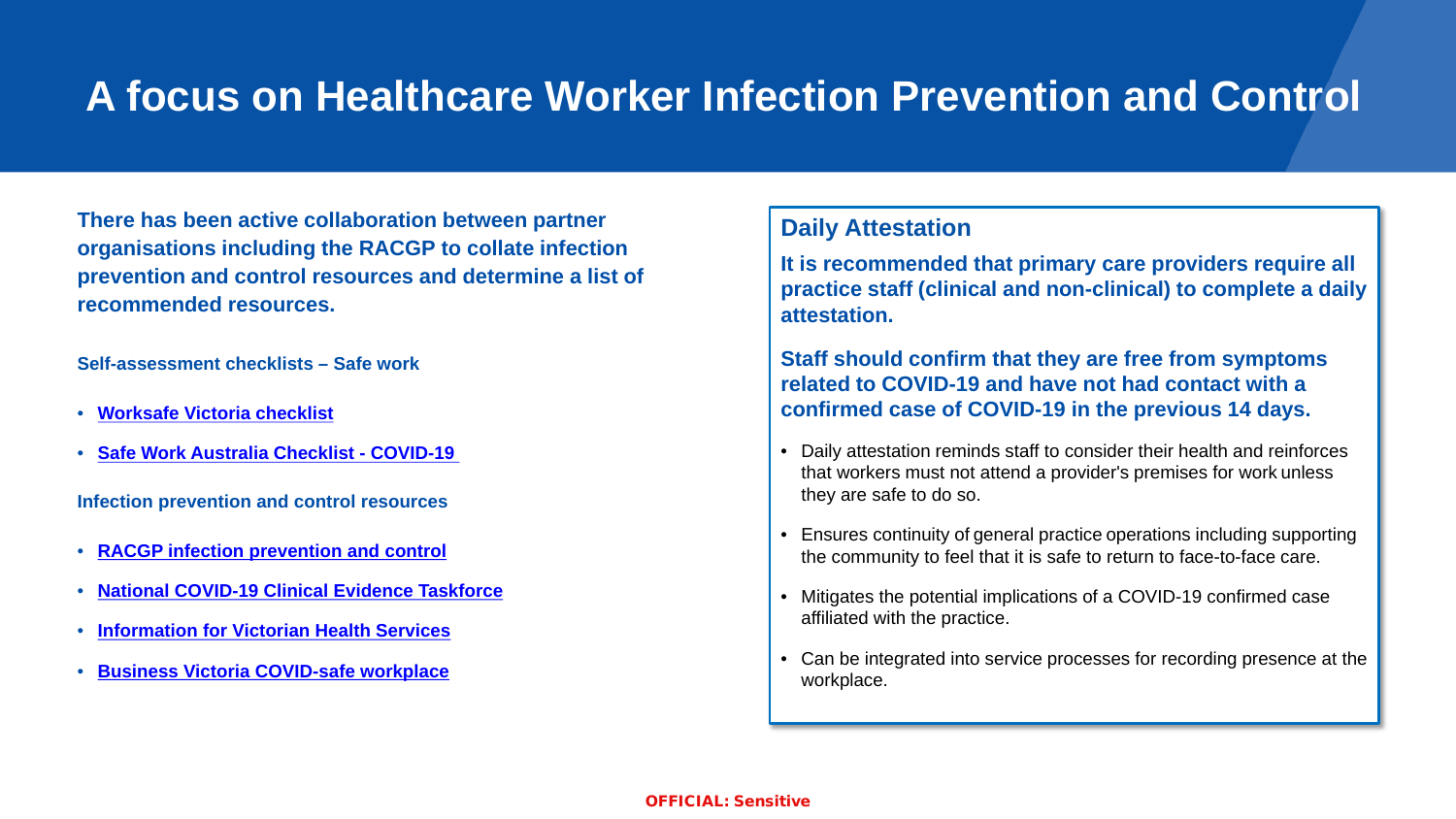# A focus on Healthcare Worker Infection Prevention and Control

**There has been active collaboration between partner organisations including the RACGP to collate infection prevention and control resources and determine a list of recommended resources.**

**Self-assessment checklists – Safe work**

- **Worksafe Victoria checklist**
- **Safe Work Australia Checklist - COVID-19**

**Infection prevention and control resources**

- **RACGP infection prevention and control**
- **National COVID-19 Clinical Evidence Taskforce**
- **Information for Victorian Health Services**
- **Business Victoria COVID-safe workplace**

## Daily Attestation

**It is recommended that primary care providers require all practice staff (clinical and non-clinical) to complete a daily attestation.**

**Staff should confirm that they are free from symptoms related to COVID-19 and have not had contact with a confirmed case of COVID-19 in the previous 14 days.**

- Daily attestation reminds staff to consider their health and reinforces that workers must not attend a provider's premises for work unless they are safe to do so.
- Ensures continuity of general practice operations including supporting the community to feel that it is safe to return to face-to-face care.
- Mitigates the potential implications of a COVID-19 confirmed case affiliated with the practice.
- Can be integrated into service processes for recording presence at the workplace.

OFFICIAL: Sensitive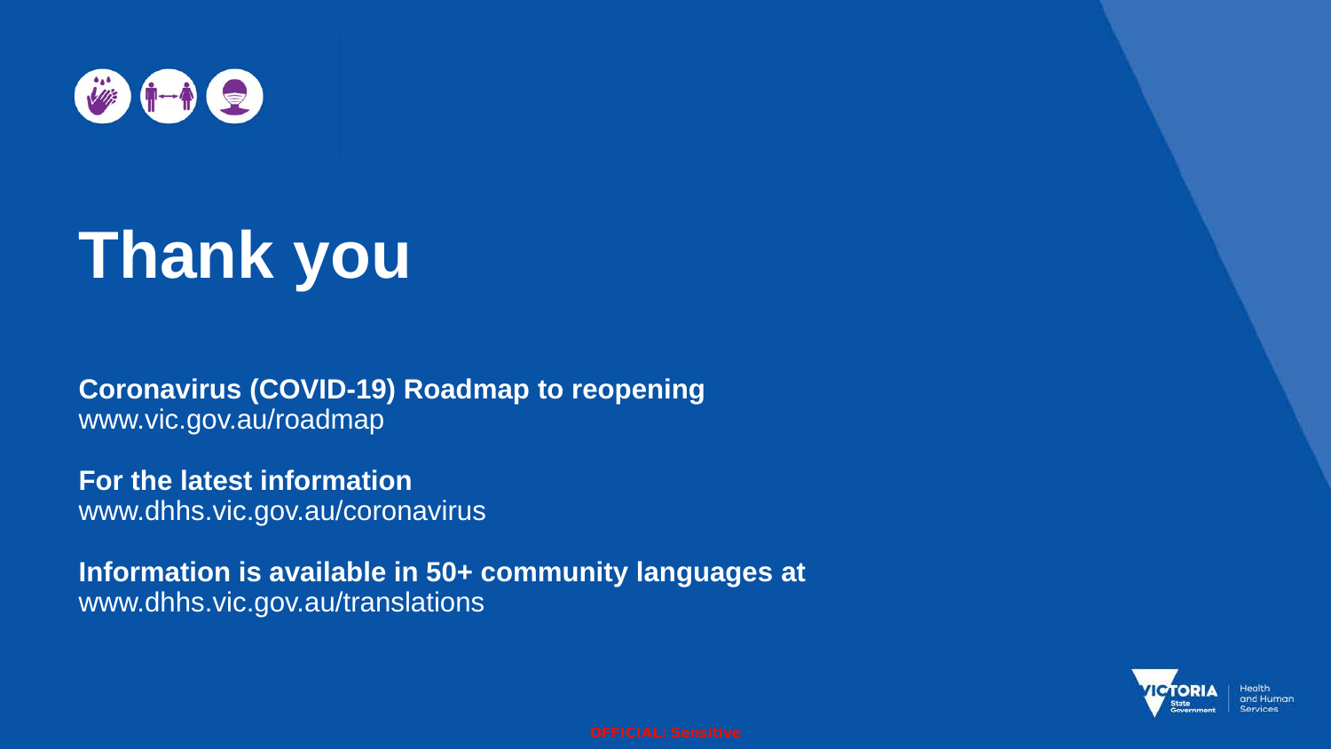# Thank you

**Coronavirus (COVID-19) Roadmap to reopening**
www.vic.gov.au/roadmap

**For the latest information**
www.dhhs.vic.gov.au/coronavirus

**Information is available in 50+ community languages at**
www.dhhs.vic.gov.au/translations

OFFICIAL: Sensitive